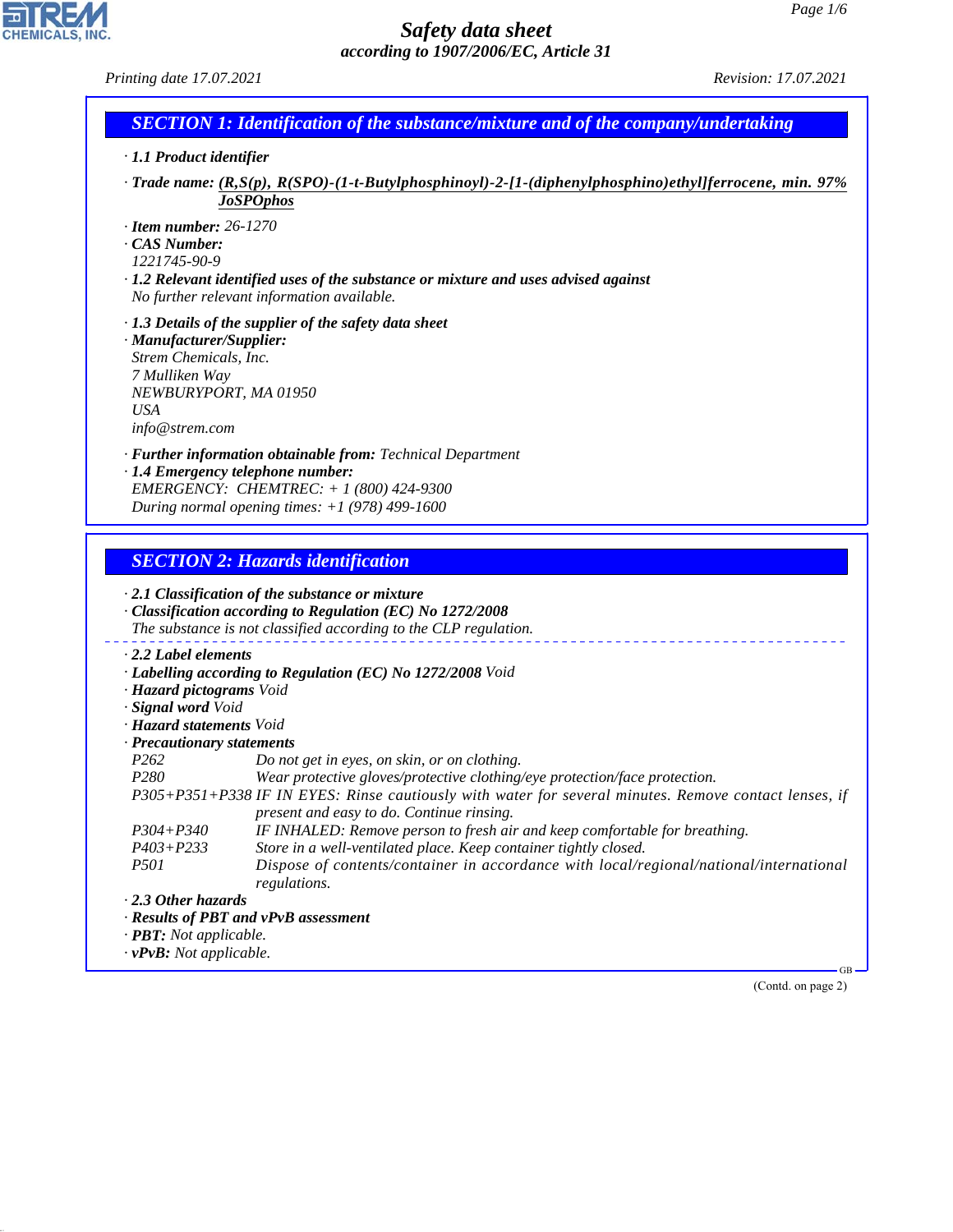# Safety data sheet

*according to 1907/2006/EC, Article 31*

Printing date 17.07.2021 Revision: 17.07.2021

## SECTION 1: Identification of the substance/mixture and of the company/undertaking

· **1.1 Product identifier**

· **Trade name: (R,S(p), R(SPO)-(1-t-Butylphosphinoyl)-2-[1-(diphenylphosphino)ethyl]ferrocene, min. 97% JoSPOphos**

· **Item number:** 26-1270
· **CAS Number:**
1221745-90-9
· **1.2 Relevant identified uses of the substance or mixture and uses advised against**
No further relevant information available.

· **1.3 Details of the supplier of the safety data sheet**
· **Manufacturer/Supplier:**
Strem Chemicals, Inc.
7 Mulliken Way
NEWBURYPORT, MA 01950
USA
info@strem.com

· **Further information obtainable from:** Technical Department
· **1.4 Emergency telephone number:**
EMERGENCY: CHEMTREC: + 1 (800) 424-9300
During normal opening times: +1 (978) 499-1600

## SECTION 2: Hazards identification

· **2.1 Classification of the substance or mixture**
· **Classification according to Regulation (EC) No 1272/2008**
The substance is not classified according to the CLP regulation.

· **2.2 Label elements**
· **Labelling according to Regulation (EC) No 1272/2008** Void
· **Hazard pictograms** Void
· **Signal word** Void
· **Hazard statements** Void
· **Precautionary statements**

| | |
|---|---|
| P262 | Do not get in eyes, on skin, or on clothing. |
| P280 | Wear protective gloves/protective clothing/eye protection/face protection. |
| P305+P351+P338 | IF IN EYES: Rinse cautiously with water for several minutes. Remove contact lenses, if present and easy to do. Continue rinsing. |
| P304+P340 | IF INHALED: Remove person to fresh air and keep comfortable for breathing. |
| P403+P233 | Store in a well-ventilated place. Keep container tightly closed. |
| P501 | Dispose of contents/container in accordance with local/regional/national/international regulations. |

· **2.3 Other hazards**
· **Results of PBT and vPvB assessment**
· **PBT:** Not applicable.
· **vPvB:** Not applicable.

(Contd. on page 2)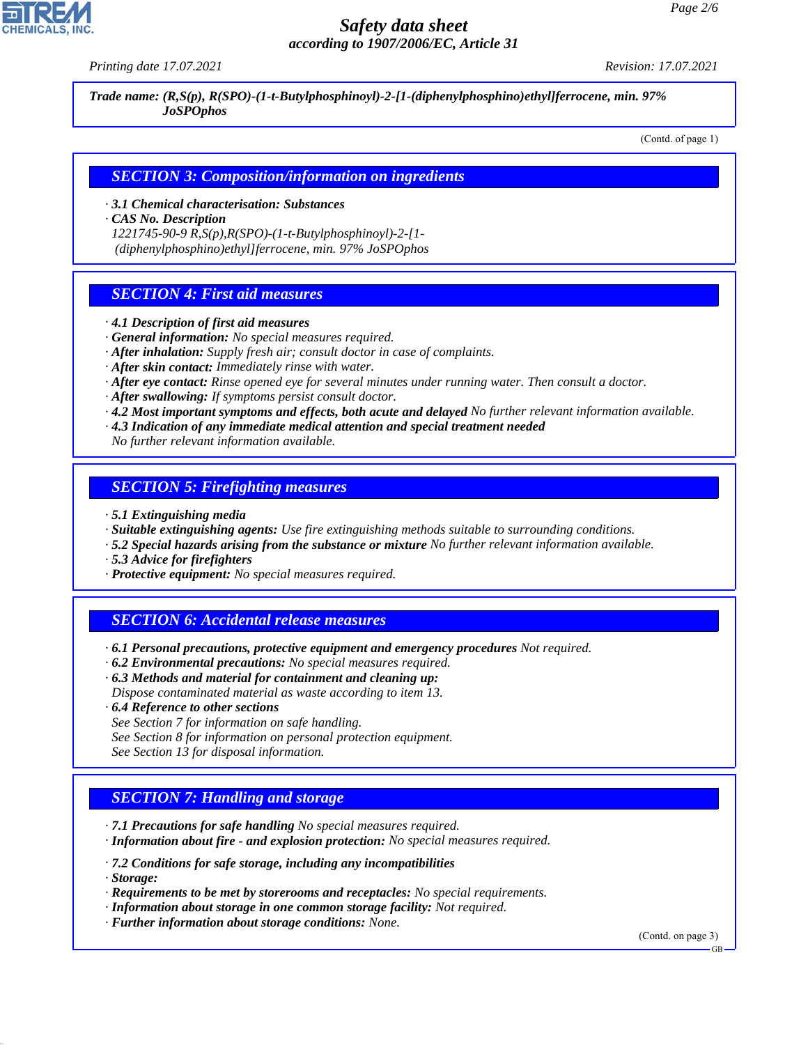**Trade name: (R,S(p), R(SPO)-(1-t-Butylphosphinoyl)-2-[1-(diphenylphosphino)ethyl]ferrocene, min. 97% JoSPOphos**

(Contd. of page 1)

## SECTION 3: Composition/information on ingredients

· **3.1 Chemical characterisation: Substances**
· **CAS No. Description**
1221745-90-9 R,S(p),R(SPO)-(1-t-Butylphosphinoyl)-2-[1-(diphenylphosphino)ethyl]ferrocene, min. 97% JoSPOphos

## SECTION 4: First aid measures

· **4.1 Description of first aid measures**
· **General information:** No special measures required.
· **After inhalation:** Supply fresh air; consult doctor in case of complaints.
· **After skin contact:** Immediately rinse with water.
· **After eye contact:** Rinse opened eye for several minutes under running water. Then consult a doctor.
· **After swallowing:** If symptoms persist consult doctor.
· **4.2 Most important symptoms and effects, both acute and delayed** No further relevant information available.
· **4.3 Indication of any immediate medical attention and special treatment needed**
No further relevant information available.

## SECTION 5: Firefighting measures

· **5.1 Extinguishing media**
· **Suitable extinguishing agents:** Use fire extinguishing methods suitable to surrounding conditions.
· **5.2 Special hazards arising from the substance or mixture** No further relevant information available.
· **5.3 Advice for firefighters**
· **Protective equipment:** No special measures required.

## SECTION 6: Accidental release measures

· **6.1 Personal precautions, protective equipment and emergency procedures** Not required.
· **6.2 Environmental precautions:** No special measures required.
· **6.3 Methods and material for containment and cleaning up:**
Dispose contaminated material as waste according to item 13.
· **6.4 Reference to other sections**
See Section 7 for information on safe handling.
See Section 8 for information on personal protection equipment.
See Section 13 for disposal information.

## SECTION 7: Handling and storage

· **7.1 Precautions for safe handling** No special measures required.
· **Information about fire - and explosion protection:** No special measures required.

· **7.2 Conditions for safe storage, including any incompatibilities**
· **Storage:**
· **Requirements to be met by storerooms and receptacles:** No special requirements.
· **Information about storage in one common storage facility:** Not required.
· **Further information about storage conditions:** None.

(Contd. on page 3)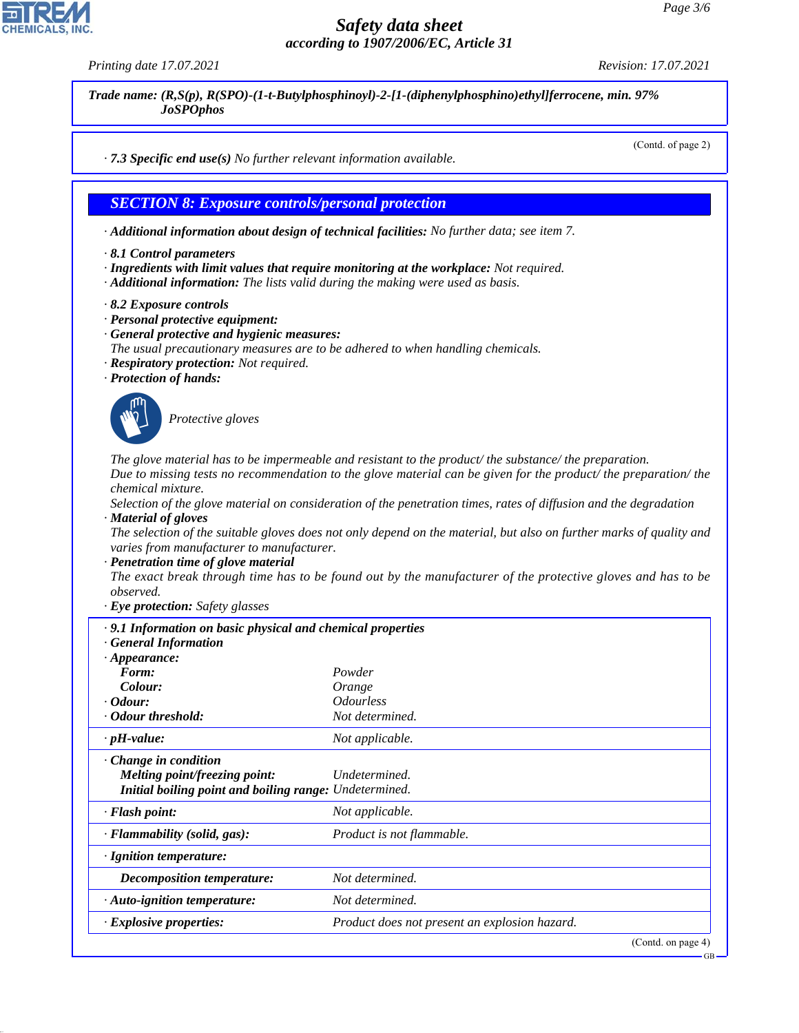**Trade name: (R,S(p), R(SPO)-(1-t-Butylphosphinoyl)-2-[1-(diphenylphosphino)ethyl]ferrocene, min. 97% JoSPOphos**

(Contd. of page 2)

· **7.3 Specific end use(s)** No further relevant information available.

## SECTION 8: Exposure controls/personal protection

· **Additional information about design of technical facilities:** No further data; see item 7.

· **8.1 Control parameters**
· **Ingredients with limit values that require monitoring at the workplace:** Not required.
· **Additional information:** The lists valid during the making were used as basis.

· **8.2 Exposure controls**
· **Personal protective equipment:**
· **General protective and hygienic measures:**
The usual precautionary measures are to be adhered to when handling chemicals.
· **Respiratory protection:** Not required.
· **Protection of hands:**

Protective gloves

The glove material has to be impermeable and resistant to the product/ the substance/ the preparation.
Due to missing tests no recommendation to the glove material can be given for the product/ the preparation/ the chemical mixture.
Selection of the glove material on consideration of the penetration times, rates of diffusion and the degradation
· **Material of gloves**
The selection of the suitable gloves does not only depend on the material, but also on further marks of quality and varies from manufacturer to manufacturer.
· **Penetration time of glove material**
The exact break through time has to be found out by the manufacturer of the protective gloves and has to be observed.
· **Eye protection:** Safety glasses

· **9.1 Information on basic physical and chemical properties**
· **General Information**

| | |
|---|---|
| · **Appearance:** | |
| **Form:** | Powder |
| **Colour:** | Orange |
| · **Odour:** | Odourless |
| · **Odour threshold:** | Not determined. |
| · **pH-value:** | Not applicable. |
| · **Change in condition** | |
| **Melting point/freezing point:** | Undetermined. |
| **Initial boiling point and boiling range:** | Undetermined. |
| · **Flash point:** | Not applicable. |
| · **Flammability (solid, gas):** | Product is not flammable. |
| · **Ignition temperature:** | |
| **Decomposition temperature:** | Not determined. |
| · **Auto-ignition temperature:** | Not determined. |
| · **Explosive properties:** | Product does not present an explosion hazard. |

(Contd. on page 4)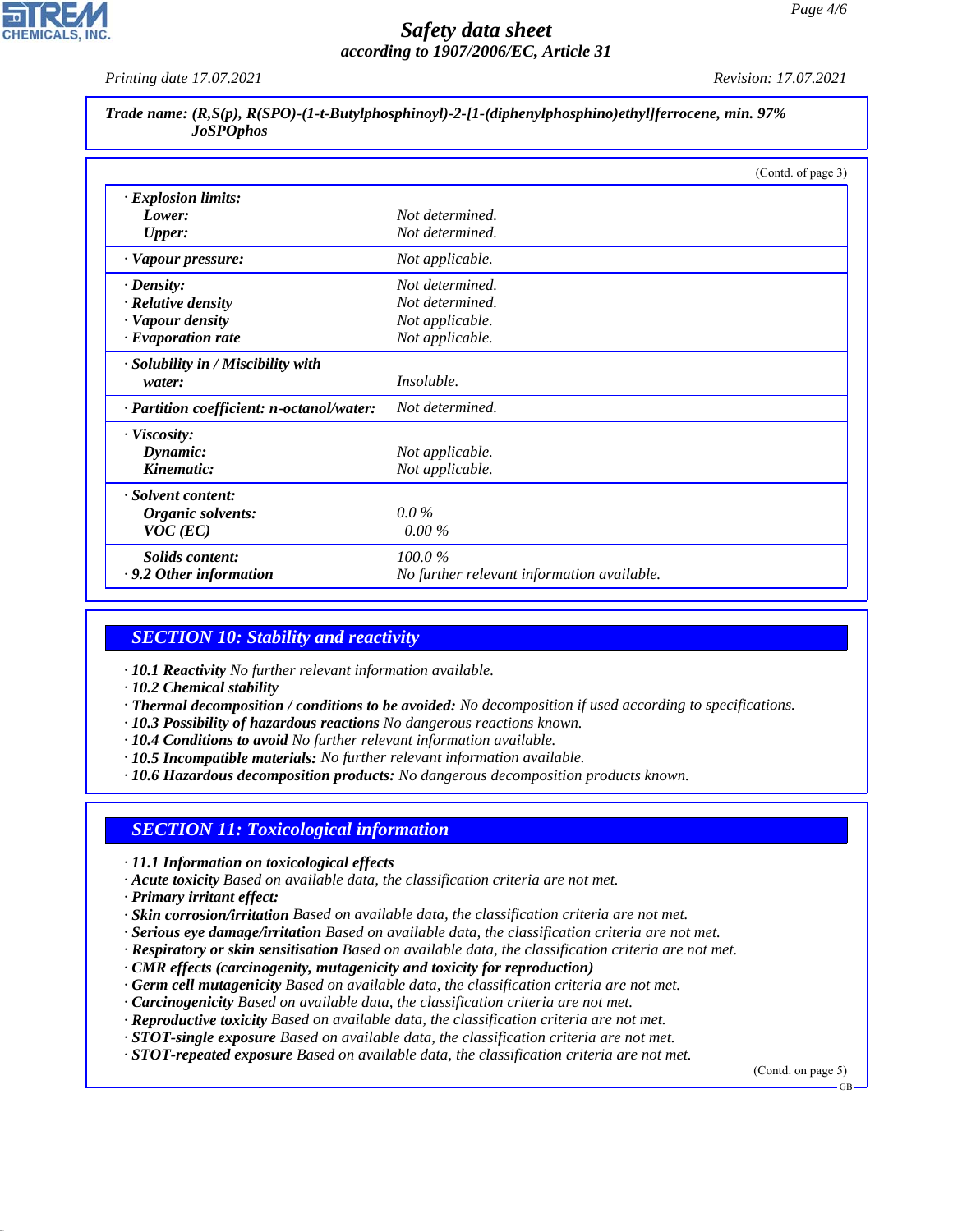**Trade name: (R,S(p), R(SPO)-(1-t-Butylphosphinoyl)-2-[1-(diphenylphosphino)ethyl]ferrocene, min. 97% JoSPOphos**

(Contd. of page 3)

| | |
|---|---|
| · **Explosion limits:** | |
| **Lower:** | Not determined. |
| **Upper:** | Not determined. |
| · **Vapour pressure:** | Not applicable. |
| · **Density:** | Not determined. |
| · **Relative density** | Not determined. |
| · **Vapour density** | Not applicable. |
| · **Evaporation rate** | Not applicable. |
| · **Solubility in / Miscibility with water:** | Insoluble. |
| · **Partition coefficient: n-octanol/water:** | Not determined. |
| · **Viscosity:** | |
| **Dynamic:** | Not applicable. |
| **Kinematic:** | Not applicable. |
| · **Solvent content:** | |
| **Organic solvents:** | 0.0 % |
| **VOC (EC)** | 0.00 % |
| **Solids content:** | 100.0 % |
| · **9.2 Other information** | No further relevant information available. |

## SECTION 10: Stability and reactivity

- · **10.1 Reactivity** No further relevant information available.
- · **10.2 Chemical stability**
- · **Thermal decomposition / conditions to be avoided:** No decomposition if used according to specifications.
- · **10.3 Possibility of hazardous reactions** No dangerous reactions known.
- · **10.4 Conditions to avoid** No further relevant information available.
- · **10.5 Incompatible materials:** No further relevant information available.
- · **10.6 Hazardous decomposition products:** No dangerous decomposition products known.

## SECTION 11: Toxicological information

- · **11.1 Information on toxicological effects**
- · **Acute toxicity** Based on available data, the classification criteria are not met.
- · **Primary irritant effect:**
- · **Skin corrosion/irritation** Based on available data, the classification criteria are not met.
- · **Serious eye damage/irritation** Based on available data, the classification criteria are not met.
- · **Respiratory or skin sensitisation** Based on available data, the classification criteria are not met.
- · **CMR effects (carcinogenity, mutagenicity and toxicity for reproduction)**
- · **Germ cell mutagenicity** Based on available data, the classification criteria are not met.
- · **Carcinogenicity** Based on available data, the classification criteria are not met.
- · **Reproductive toxicity** Based on available data, the classification criteria are not met.
- · **STOT-single exposure** Based on available data, the classification criteria are not met.
- · **STOT-repeated exposure** Based on available data, the classification criteria are not met.

(Contd. on page 5)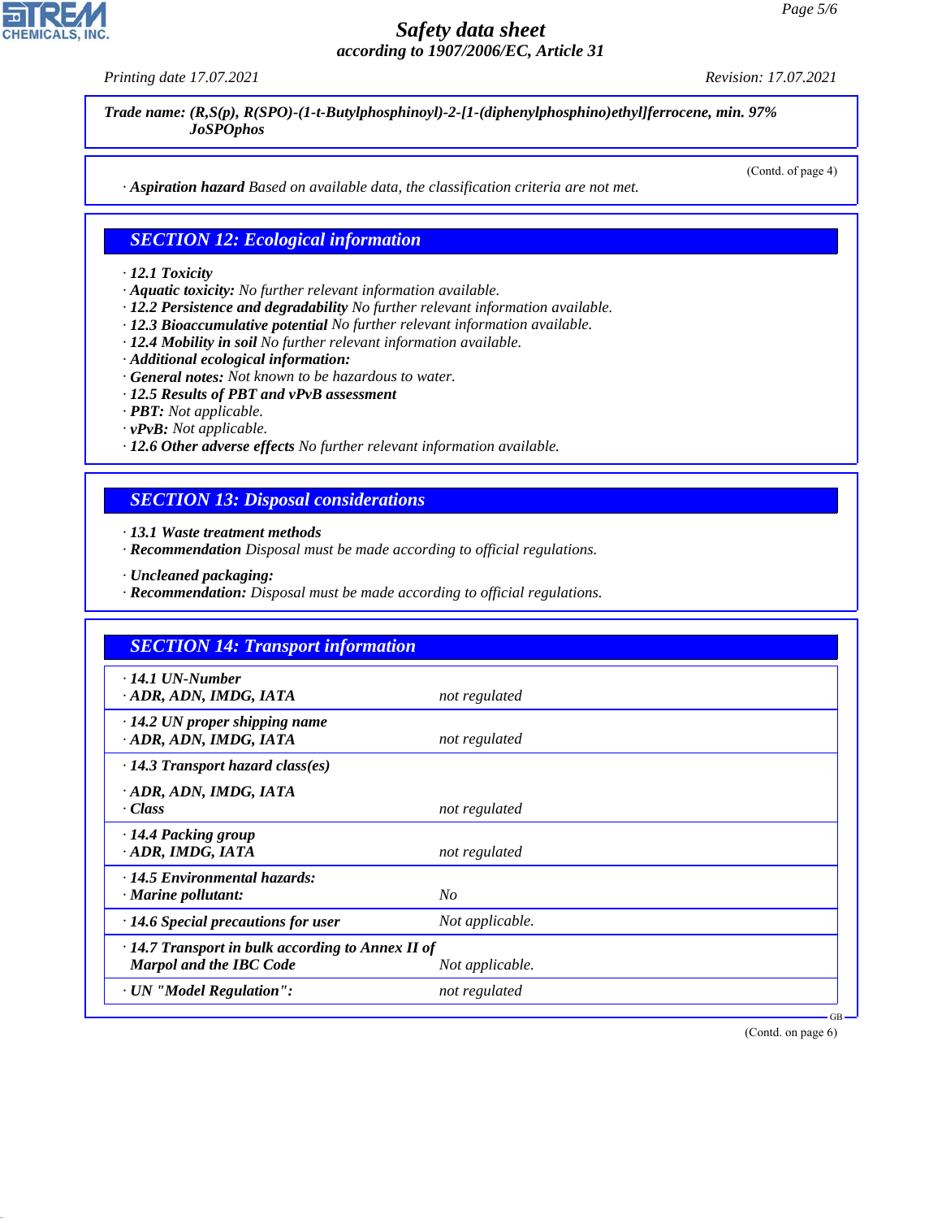**Trade name: (R,S(p), R(SPO)-(1-t-Butylphosphinoyl)-2-[1-(diphenylphosphino)ethyl]ferrocene, min. 97% JoSPOphos**

(Contd. of page 4)

· **Aspiration hazard** Based on available data, the classification criteria are not met.

## SECTION 12: Ecological information

· **12.1 Toxicity**
· **Aquatic toxicity:** No further relevant information available.
· **12.2 Persistence and degradability** No further relevant information available.
· **12.3 Bioaccumulative potential** No further relevant information available.
· **12.4 Mobility in soil** No further relevant information available.
· **Additional ecological information:**
· **General notes:** Not known to be hazardous to water.
· **12.5 Results of PBT and vPvB assessment**
· **PBT:** Not applicable.
· **vPvB:** Not applicable.
· **12.6 Other adverse effects** No further relevant information available.

## SECTION 13: Disposal considerations

· **13.1 Waste treatment methods**
· **Recommendation** Disposal must be made according to official regulations.

· **Uncleaned packaging:**
· **Recommendation:** Disposal must be made according to official regulations.

## SECTION 14: Transport information

| | |
|---|---|
| · **14.1 UN-Number** | |
| · **ADR, ADN, IMDG, IATA** | not regulated |
| · **14.2 UN proper shipping name** | |
| · **ADR, ADN, IMDG, IATA** | not regulated |
| · **14.3 Transport hazard class(es)** | |
| · **ADR, ADN, IMDG, IATA** | |
| · **Class** | not regulated |
| · **14.4 Packing group** | |
| · **ADR, IMDG, IATA** | not regulated |
| · **14.5 Environmental hazards:** | |
| · **Marine pollutant:** | No |
| · **14.6 Special precautions for user** | Not applicable. |
| · **14.7 Transport in bulk according to Annex II of Marpol and the IBC Code** | Not applicable. |
| · **UN "Model Regulation":** | not regulated |

(Contd. on page 6)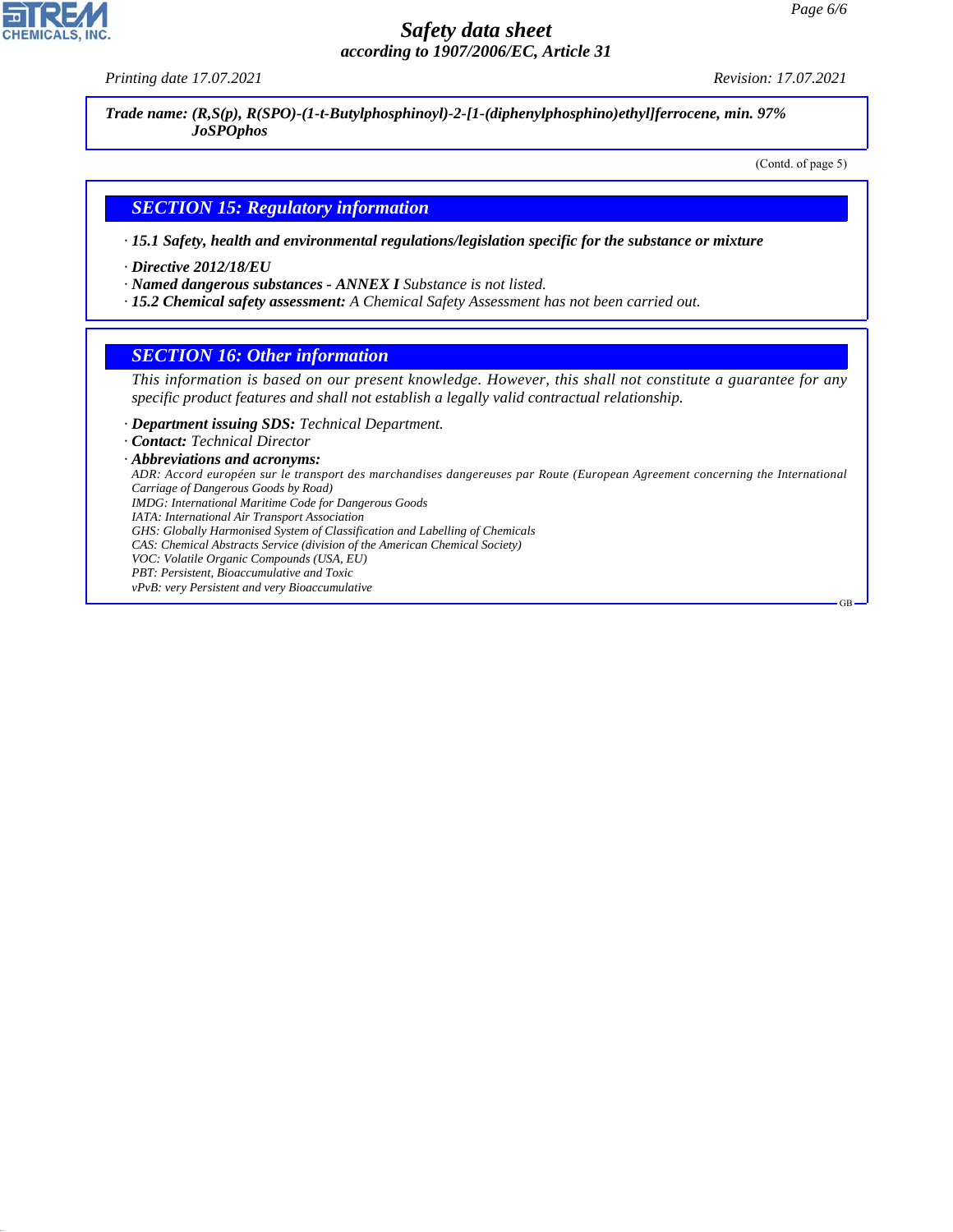**Trade name: (R,S(p), R(SPO)-(1-t-Butylphosphinoyl)-2-[1-(diphenylphosphino)ethyl]ferrocene, min. 97% JoSPOphos**

(Contd. of page 5)

## SECTION 15: Regulatory information

· **15.1 Safety, health and environmental regulations/legislation specific for the substance or mixture**

· **Directive 2012/18/EU**
· **Named dangerous substances - ANNEX I** Substance is not listed.
· **15.2 Chemical safety assessment:** A Chemical Safety Assessment has not been carried out.

## SECTION 16: Other information

This information is based on our present knowledge. However, this shall not constitute a guarantee for any specific product features and shall not establish a legally valid contractual relationship.

· **Department issuing SDS:** Technical Department.
· **Contact:** Technical Director
· **Abbreviations and acronyms:**
ADR: Accord européen sur le transport des marchandises dangereuses par Route (European Agreement concerning the International Carriage of Dangerous Goods by Road)
IMDG: International Maritime Code for Dangerous Goods
IATA: International Air Transport Association
GHS: Globally Harmonised System of Classification and Labelling of Chemicals
CAS: Chemical Abstracts Service (division of the American Chemical Society)
VOC: Volatile Organic Compounds (USA, EU)
PBT: Persistent, Bioaccumulative and Toxic
vPvB: very Persistent and very Bioaccumulative

GB